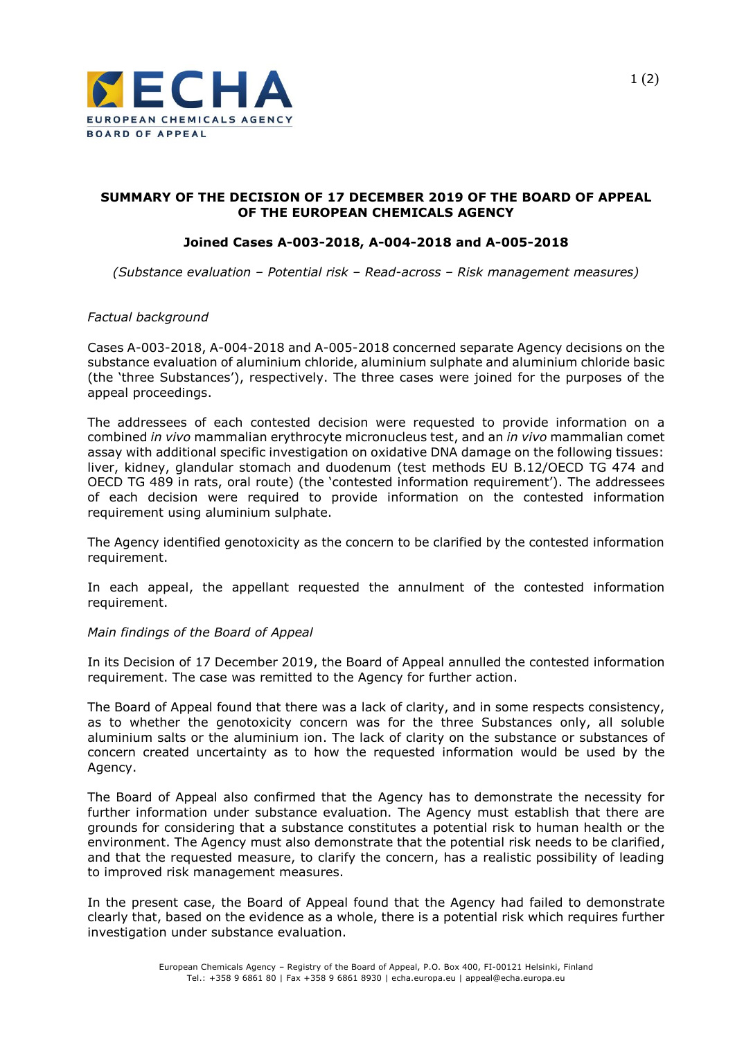**SUMMARY OF THE DECISION OF 17 DECEMBER 2019 OF THE BOARD OF APPEAL OF THE EUROPEAN CHEMICALS AGENCY**

**Joined Cases A-003-2018, A-004-2018 and A-005-2018**

*(Substance evaluation – Potential risk – Read-across – Risk management measures)*

*Factual background*

Cases A-003-2018, A-004-2018 and A-005-2018 concerned separate Agency decisions on the substance evaluation of aluminium chloride, aluminium sulphate and aluminium chloride basic (the 'three Substances'), respectively. The three cases were joined for the purposes of the appeal proceedings.

The addressees of each contested decision were requested to provide information on a combined *in vivo* mammalian erythrocyte micronucleus test, and an *in vivo* mammalian comet assay with additional specific investigation on oxidative DNA damage on the following tissues: liver, kidney, glandular stomach and duodenum (test methods EU B.12/OECD TG 474 and OECD TG 489 in rats, oral route) (the 'contested information requirement'). The addressees of each decision were required to provide information on the contested information requirement using aluminium sulphate.

The Agency identified genotoxicity as the concern to be clarified by the contested information requirement.

In each appeal, the appellant requested the annulment of the contested information requirement.

*Main findings of the Board of Appeal*

In its Decision of 17 December 2019, the Board of Appeal annulled the contested information requirement. The case was remitted to the Agency for further action.

The Board of Appeal found that there was a lack of clarity, and in some respects consistency, as to whether the genotoxicity concern was for the three Substances only, all soluble aluminium salts or the aluminium ion. The lack of clarity on the substance or substances of concern created uncertainty as to how the requested information would be used by the Agency.

The Board of Appeal also confirmed that the Agency has to demonstrate the necessity for further information under substance evaluation. The Agency must establish that there are grounds for considering that a substance constitutes a potential risk to human health or the environment. The Agency must also demonstrate that the potential risk needs to be clarified, and that the requested measure, to clarify the concern, has a realistic possibility of leading to improved risk management measures.

In the present case, the Board of Appeal found that the Agency had failed to demonstrate clearly that, based on the evidence as a whole, there is a potential risk which requires further investigation under substance evaluation.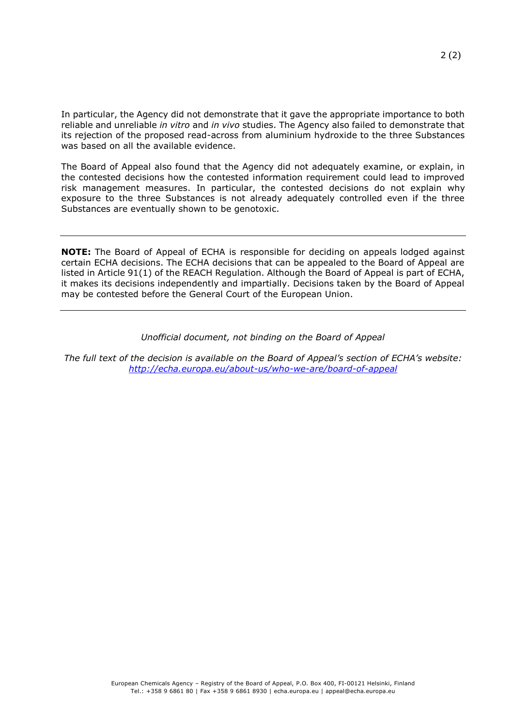In particular, the Agency did not demonstrate that it gave the appropriate importance to both reliable and unreliable *in vitro* and *in vivo* studies. The Agency also failed to demonstrate that its rejection of the proposed read-across from aluminium hydroxide to the three Substances was based on all the available evidence.

The Board of Appeal also found that the Agency did not adequately examine, or explain, in the contested decisions how the contested information requirement could lead to improved risk management measures. In particular, the contested decisions do not explain why exposure to the three Substances is not already adequately controlled even if the three Substances are eventually shown to be genotoxic.

---

**NOTE:** The Board of Appeal of ECHA is responsible for deciding on appeals lodged against certain ECHA decisions. The ECHA decisions that can be appealed to the Board of Appeal are listed in Article 91(1) of the REACH Regulation. Although the Board of Appeal is part of ECHA, it makes its decisions independently and impartially. Decisions taken by the Board of Appeal may be contested before the General Court of the European Union.

---

*Unofficial document, not binding on the Board of Appeal*

*The full text of the decision is available on the Board of Appeal's section of ECHA's website: [http://echa.europa.eu/about-us/who-we-are/board-of-appeal](http://echa.europa.eu/about-us/who-we-are/board-of-appeal)*

European Chemicals Agency – Registry of the Board of Appeal, P.O. Box 400, FI-00121 Helsinki, Finland
Tel.: +358 9 6861 80 | Fax +358 9 6861 8930 | echa.europa.eu | appeal@echa.europa.eu